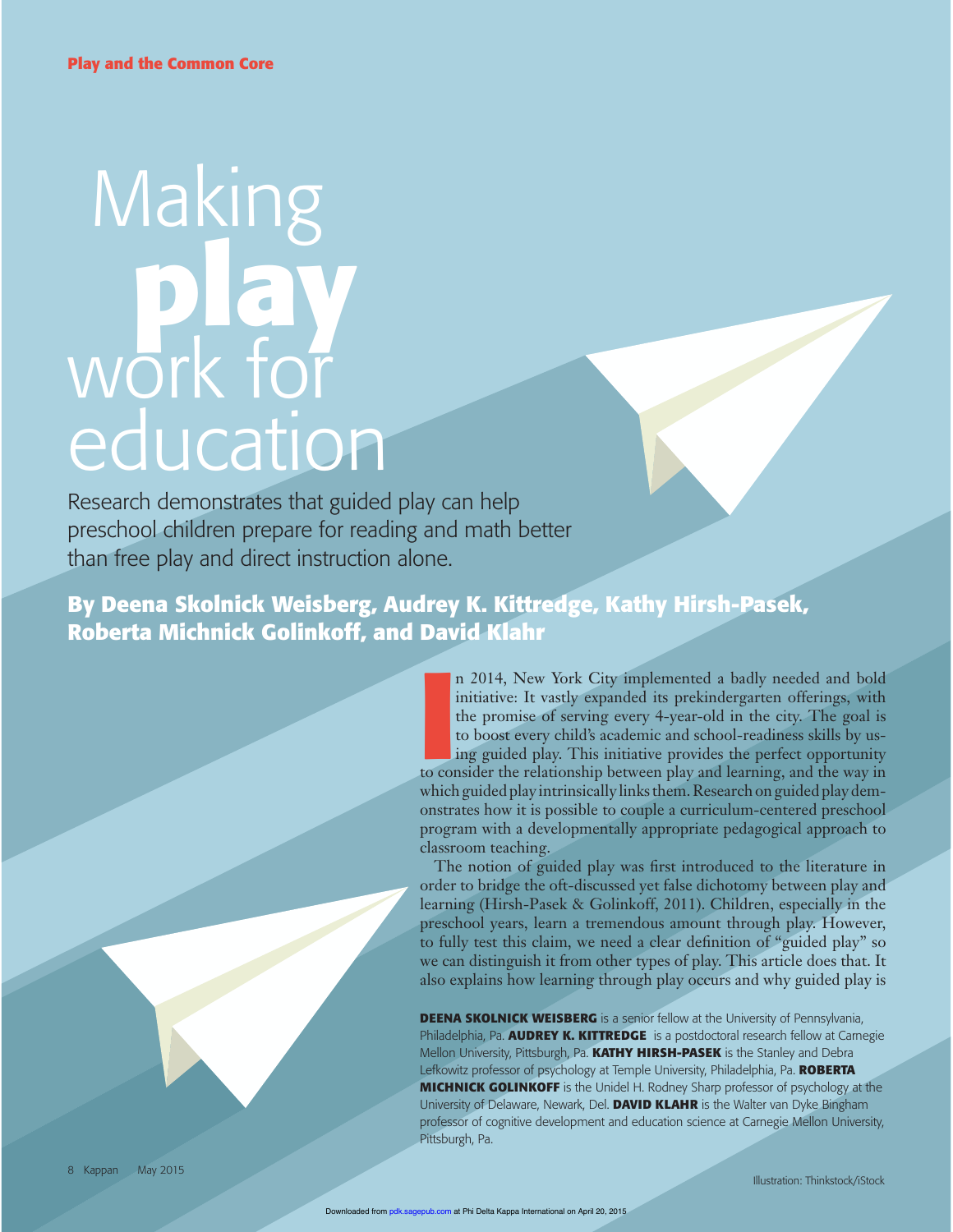Play and the Common Core

# Making play work for education

Research demonstrates that guided play can help preschool children prepare for reading and math better than free play and direct instruction alone.

**By Deena Skolnick Weisberg, Audrey K. Kittredge, Kathy Hirsh-Pasek, Roberta Michnick Golinkoff, and David Klahr**

In 2014, New York City implemented a badly needed and bold initiative: It vastly expanded its prekindergarten offerings, with the promise of serving every 4-year-old in the city. The goal is to boost every child's academic and school-readiness skills by using guided play. This initiative provides the perfect opportunity to consider the relationship between play and learning, and the way in which guided play intrinsically links them. Research on guided play demonstrates how it is possible to couple a curriculum-centered preschool program with a developmentally appropriate pedagogical approach to classroom teaching.

The notion of guided play was first introduced to the literature in order to bridge the oft-discussed yet false dichotomy between play and learning (Hirsh-Pasek & Golinkoff, 2011). Children, especially in the preschool years, learn a tremendous amount through play. However, to fully test this claim, we need a clear definition of "guided play" so we can distinguish it from other types of play. This article does that. It also explains how learning through play occurs and why guided play is

**DEENA SKOLNICK WEISBERG** is a senior fellow at the University of Pennsylvania, Philadelphia, Pa. **AUDREY K. KITTREDGE** is a postdoctoral research fellow at Carnegie Mellon University, Pittsburgh, Pa. **KATHY HIRSH-PASEK** is the Stanley and Debra Lefkowitz professor of psychology at Temple University, Philadelphia, Pa. **ROBERTA MICHNICK GOLINKOFF** is the Unidel H. Rodney Sharp professor of psychology at the University of Delaware, Newark, Del. **DAVID KLAHR** is the Walter van Dyke Bingham professor of cognitive development and education science at Carnegie Mellon University, Pittsburgh, Pa.

Illustration: Thinkstock/iStock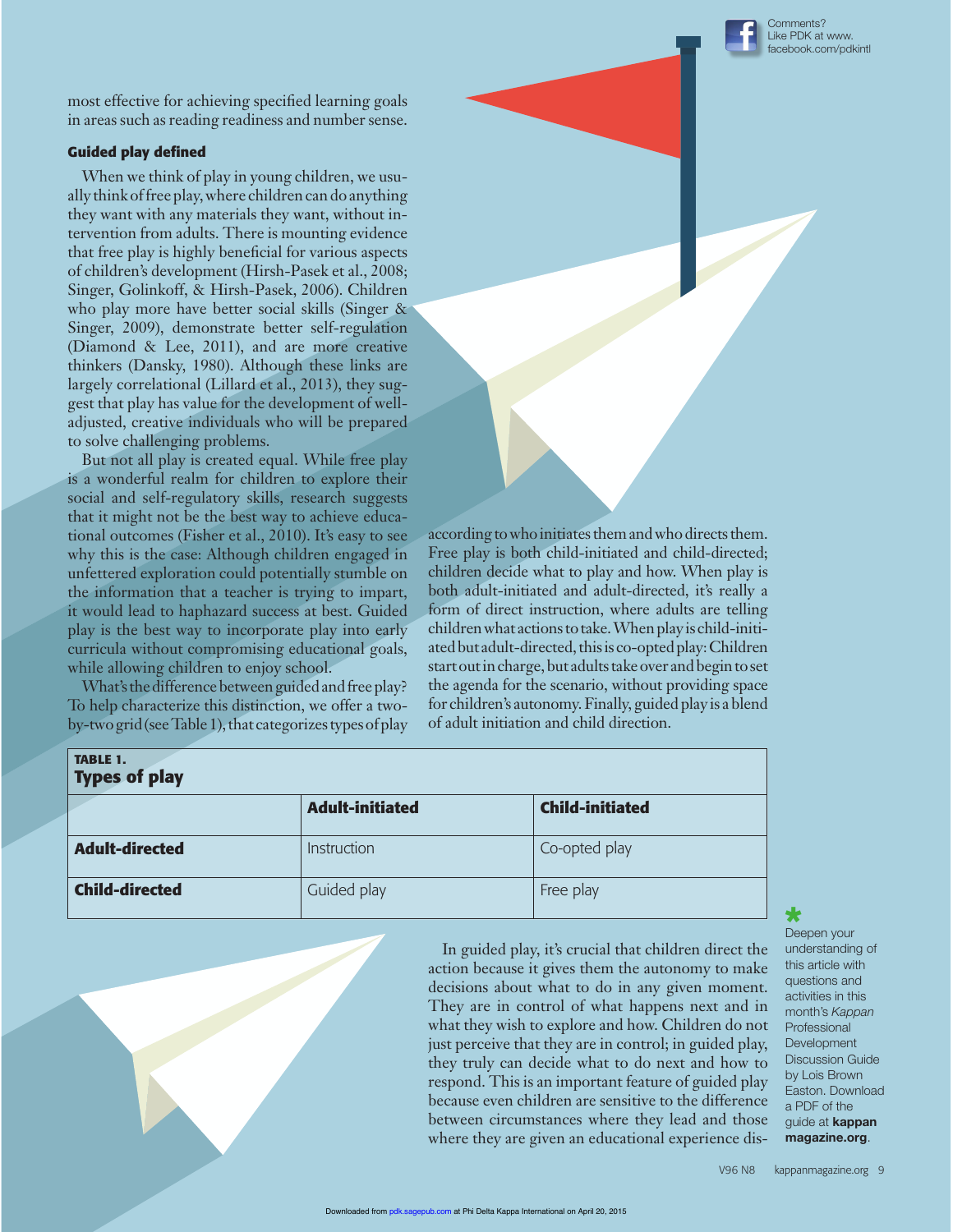most effective for achieving specified learning goals in areas such as reading readiness and number sense.

### Guided play defined

When we think of play in young children, we usually think of free play, where children can do anything they want with any materials they want, without intervention from adults. There is mounting evidence that free play is highly beneficial for various aspects of children's development (Hirsh-Pasek et al., 2008; Singer, Golinkoff, & Hirsh-Pasek, 2006). Children who play more have better social skills (Singer & Singer, 2009), demonstrate better self-regulation (Diamond & Lee, 2011), and are more creative thinkers (Dansky, 1980). Although these links are largely correlational (Lillard et al., 2013), they suggest that play has value for the development of well-adjusted, creative individuals who will be prepared to solve challenging problems.

But not all play is created equal. While free play is a wonderful realm for children to explore their social and self-regulatory skills, research suggests that it might not be the best way to achieve educational outcomes (Fisher et al., 2010). It's easy to see why this is the case: Although children engaged in unfettered exploration could potentially stumble on the information that a teacher is trying to impart, it would lead to haphazard success at best. Guided play is the best way to incorporate play into early curricula without compromising educational goals, while allowing children to enjoy school.

What's the difference between guided and free play? To help characterize this distinction, we offer a two-by-two grid (see Table 1), that categorizes types of play according to who initiates them and who directs them. Free play is both child-initiated and child-directed; children decide what to play and how. When play is both adult-initiated and adult-directed, it's really a form of direct instruction, where adults are telling children what actions to take. When play is child-initiated but adult-directed, this is co-opted play: Children start out in charge, but adults take over and begin to set the agenda for the scenario, without providing space for children's autonomy. Finally, guided play is a blend of adult initiation and child direction.

**TABLE 1.**
**Types of play**

| | **Adult-initiated** | **Child-initiated** |
|---|---|---|
| **Adult-directed** | Instruction | Co-opted play |
| **Child-directed** | Guided play | Free play |

In guided play, it's crucial that children direct the action because it gives them the autonomy to make decisions about what to do in any given moment. They are in control of what happens next and in what they wish to explore and how. Children do not just perceive that they are in control; in guided play, they truly can decide what to do next and how to respond. This is an important feature of guided play because even children are sensitive to the difference between circumstances where they lead and those where they are given an educational experience dis-

Deepen your understanding of this article with questions and activities in this month's *Kappan* Professional Development Discussion Guide by Lois Brown Easton. Download a PDF of the guide at **kappan magazine.org**.

Comments? Like PDK at www.facebook.com/pdkintl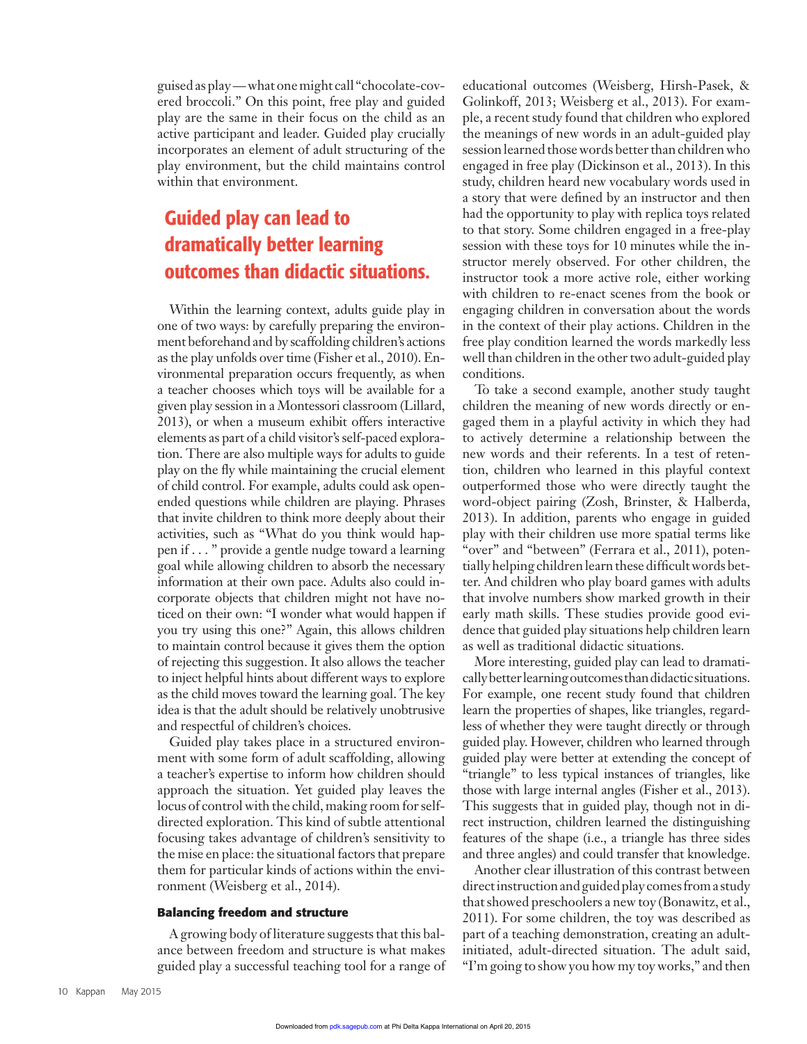guised as play—what one might call "chocolate-covered broccoli." On this point, free play and guided play are the same in their focus on the child as an active participant and leader. Guided play crucially incorporates an element of adult structuring of the play environment, but the child maintains control within that environment.

**Guided play can lead to dramatically better learning outcomes than didactic situations.**

Within the learning context, adults guide play in one of two ways: by carefully preparing the environment beforehand and by scaffolding children's actions as the play unfolds over time (Fisher et al., 2010). Environmental preparation occurs frequently, as when a teacher chooses which toys will be available for a given play session in a Montessori classroom (Lillard, 2013), or when a museum exhibit offers interactive elements as part of a child visitor's self-paced exploration. There are also multiple ways for adults to guide play on the fly while maintaining the crucial element of child control. For example, adults could ask open-ended questions while children are playing. Phrases that invite children to think more deeply about their activities, such as "What do you think would happen if . . . " provide a gentle nudge toward a learning goal while allowing children to absorb the necessary information at their own pace. Adults also could incorporate objects that children might not have noticed on their own: "I wonder what would happen if you try using this one?" Again, this allows children to maintain control because it gives them the option of rejecting this suggestion. It also allows the teacher to inject helpful hints about different ways to explore as the child moves toward the learning goal. The key idea is that the adult should be relatively unobtrusive and respectful of children's choices.

Guided play takes place in a structured environment with some form of adult scaffolding, allowing a teacher's expertise to inform how children should approach the situation. Yet guided play leaves the locus of control with the child, making room for self-directed exploration. This kind of subtle attentional focusing takes advantage of children's sensitivity to the mise en place: the situational factors that prepare them for particular kinds of actions within the environment (Weisberg et al., 2014).

### Balancing freedom and structure

A growing body of literature suggests that this balance between freedom and structure is what makes guided play a successful teaching tool for a range of educational outcomes (Weisberg, Hirsh-Pasek, & Golinkoff, 2013; Weisberg et al., 2013). For example, a recent study found that children who explored the meanings of new words in an adult-guided play session learned those words better than children who engaged in free play (Dickinson et al., 2013). In this study, children heard new vocabulary words used in a story that were defined by an instructor and then had the opportunity to play with replica toys related to that story. Some children engaged in a free-play session with these toys for 10 minutes while the instructor merely observed. For other children, the instructor took a more active role, either working with children to re-enact scenes from the book or engaging children in conversation about the words in the context of their play actions. Children in the free play condition learned the words markedly less well than children in the other two adult-guided play conditions.

To take a second example, another study taught children the meaning of new words directly or engaged them in a playful activity in which they had to actively determine a relationship between the new words and their referents. In a test of retention, children who learned in this playful context outperformed those who were directly taught the word-object pairing (Zosh, Brinster, & Halberda, 2013). In addition, parents who engage in guided play with their children use more spatial terms like "over" and "between" (Ferrara et al., 2011), potentially helping children learn these difficult words better. And children who play board games with adults that involve numbers show marked growth in their early math skills. These studies provide good evidence that guided play situations help children learn as well as traditional didactic situations.

More interesting, guided play can lead to dramatically better learning outcomes than didactic situations. For example, one recent study found that children learn the properties of shapes, like triangles, regardless of whether they were taught directly or through guided play. However, children who learned through guided play were better at extending the concept of "triangle" to less typical instances of triangles, like those with large internal angles (Fisher et al., 2013). This suggests that in guided play, though not in direct instruction, children learned the distinguishing features of the shape (i.e., a triangle has three sides and three angles) and could transfer that knowledge.

Another clear illustration of this contrast between direct instruction and guided play comes from a study that showed preschoolers a new toy (Bonawitz, et al., 2011). For some children, the toy was described as part of a teaching demonstration, creating an adult-initiated, adult-directed situation. The adult said, "I'm going to show you how my toy works," and then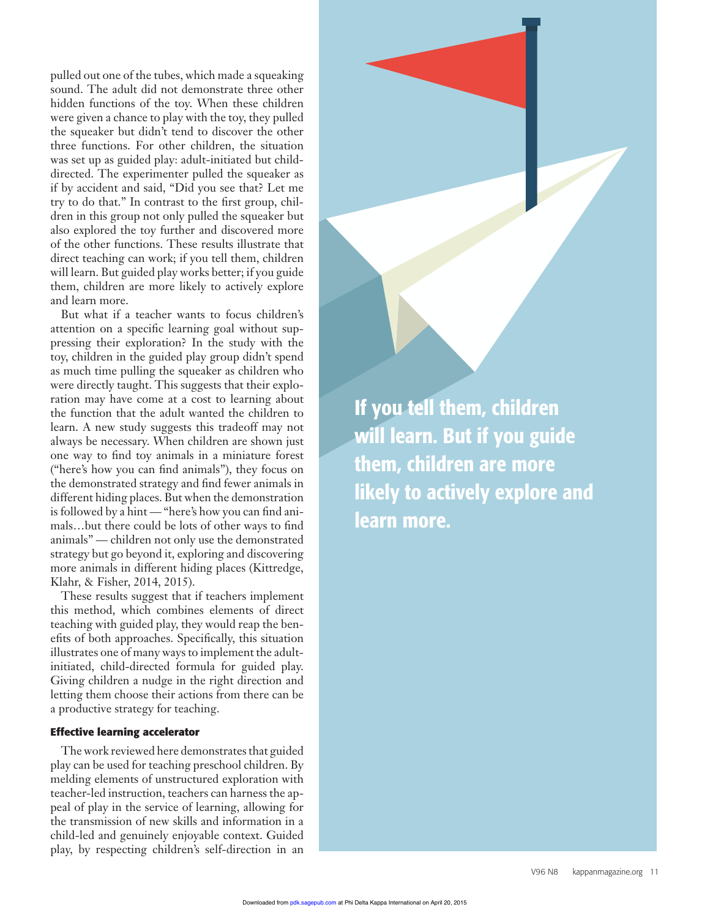pulled out one of the tubes, which made a squeaking sound. The adult did not demonstrate three other hidden functions of the toy. When these children were given a chance to play with the toy, they pulled the squeaker but didn't tend to discover the other three functions. For other children, the situation was set up as guided play: adult-initiated but child-directed. The experimenter pulled the squeaker as if by accident and said, "Did you see that? Let me try to do that." In contrast to the first group, children in this group not only pulled the squeaker but also explored the toy further and discovered more of the other functions. These results illustrate that direct teaching can work; if you tell them, children will learn. But guided play works better; if you guide them, children are more likely to actively explore and learn more.

But what if a teacher wants to focus children's attention on a specific learning goal without suppressing their exploration? In the study with the toy, children in the guided play group didn't spend as much time pulling the squeaker as children who were directly taught. This suggests that their exploration may have come at a cost to learning about the function that the adult wanted the children to learn. A new study suggests this tradeoff may not always be necessary. When children are shown just one way to find toy animals in a miniature forest ("here's how you can find animals"), they focus on the demonstrated strategy and find fewer animals in different hiding places. But when the demonstration is followed by a hint — "here's how you can find animals…but there could be lots of other ways to find animals" — children not only use the demonstrated strategy but go beyond it, exploring and discovering more animals in different hiding places (Kittredge, Klahr, & Fisher, 2014, 2015).

These results suggest that if teachers implement this method, which combines elements of direct teaching with guided play, they would reap the benefits of both approaches. Specifically, this situation illustrates one of many ways to implement the adult-initiated, child-directed formula for guided play. Giving children a nudge in the right direction and letting them choose their actions from there can be a productive strategy for teaching.

**If you tell them, children will learn. But if you guide them, children are more likely to actively explore and learn more.**

#### Effective learning accelerator

The work reviewed here demonstrates that guided play can be used for teaching preschool children. By melding elements of unstructured exploration with teacher-led instruction, teachers can harness the appeal of play in the service of learning, allowing for the transmission of new skills and information in a child-led and genuinely enjoyable context. Guided play, by respecting children's self-direction in an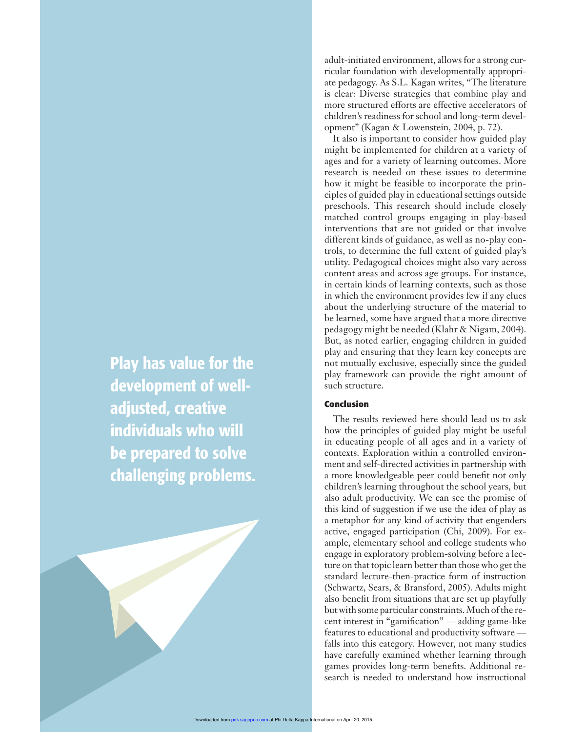adult-initiated environment, allows for a strong curricular foundation with developmentally appropriate pedagogy. As S.L. Kagan writes, "The literature is clear: Diverse strategies that combine play and more structured efforts are effective accelerators of children's readiness for school and long-term development" (Kagan & Lowenstein, 2004, p. 72).

It also is important to consider how guided play might be implemented for children at a variety of ages and for a variety of learning outcomes. More research is needed on these issues to determine how it might be feasible to incorporate the principles of guided play in educational settings outside preschools. This research should include closely matched control groups engaging in play-based interventions that are not guided or that involve different kinds of guidance, as well as no-play controls, to determine the full extent of guided play's utility. Pedagogical choices might also vary across content areas and across age groups. For instance, in certain kinds of learning contexts, such as those in which the environment provides few if any clues about the underlying structure of the material to be learned, some have argued that a more directive pedagogy might be needed (Klahr & Nigam, 2004). But, as noted earlier, engaging children in guided play and ensuring that they learn key concepts are not mutually exclusive, especially since the guided play framework can provide the right amount of such structure.

**Play has value for the development of well-adjusted, creative individuals who will be prepared to solve challenging problems.**

#### Conclusion

The results reviewed here should lead us to ask how the principles of guided play might be useful in educating people of all ages and in a variety of contexts. Exploration within a controlled environment and self-directed activities in partnership with a more knowledgeable peer could benefit not only children's learning throughout the school years, but also adult productivity. We can see the promise of this kind of suggestion if we use the idea of play as a metaphor for any kind of activity that engenders active, engaged participation (Chi, 2009). For example, elementary school and college students who engage in exploratory problem-solving before a lecture on that topic learn better than those who get the standard lecture-then-practice form of instruction (Schwartz, Sears, & Bransford, 2005). Adults might also benefit from situations that are set up playfully but with some particular constraints. Much of the recent interest in "gamification" — adding game-like features to educational and productivity software — falls into this category. However, not many studies have carefully examined whether learning through games provides long-term benefits. Additional research is needed to understand how instructional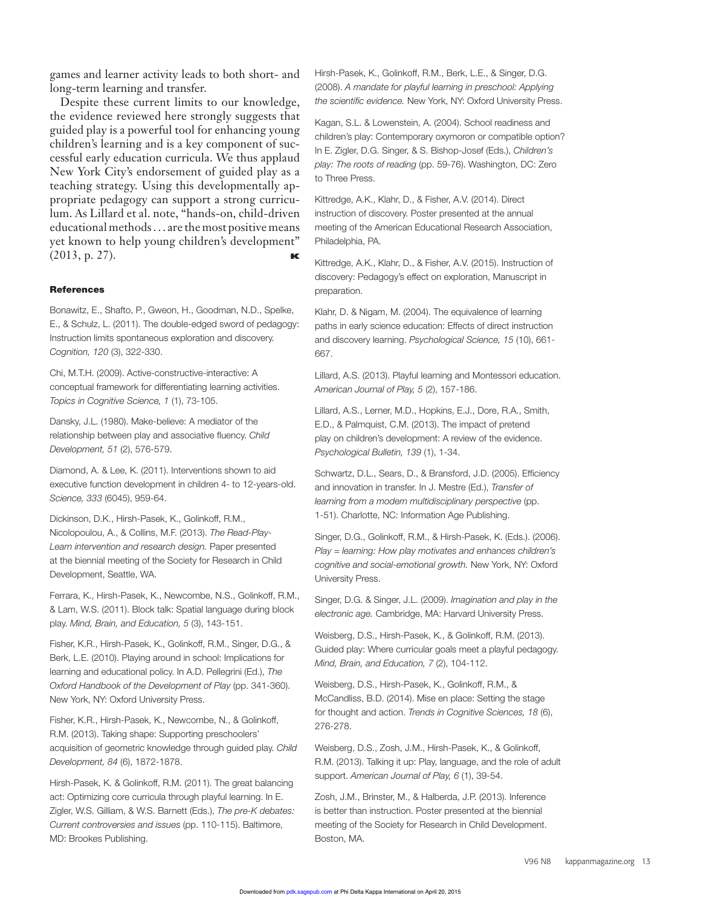games and learner activity leads to both short- and long-term learning and transfer.

Despite these current limits to our knowledge, the evidence reviewed here strongly suggests that guided play is a powerful tool for enhancing young children's learning and is a key component of successful early education curricula. We thus applaud New York City's endorsement of guided play as a teaching strategy. Using this developmentally appropriate pedagogy can support a strong curriculum. As Lillard et al. note, "hands-on, child-driven educational methods . . . are the most positive means yet known to help young children's development" (2013, p. 27).

**References**

Bonawitz, E., Shafto, P., Gweon, H., Goodman, N.D., Spelke, E., & Schulz, L. (2011). The double-edged sword of pedagogy: Instruction limits spontaneous exploration and discovery. *Cognition, 120* (3), 322-330.

Chi, M.T.H. (2009). Active-constructive-interactive: A conceptual framework for differentiating learning activities. *Topics in Cognitive Science, 1* (1), 73-105.

Dansky, J.L. (1980). Make-believe: A mediator of the relationship between play and associative fluency. *Child Development, 51* (2), 576-579.

Diamond, A. & Lee, K. (2011). Interventions shown to aid executive function development in children 4- to 12-years-old. *Science, 333* (6045), 959-64.

Dickinson, D.K., Hirsh-Pasek, K., Golinkoff, R.M., Nicolopoulou, A., & Collins, M.F. (2013). *The Read-Play-Learn intervention and research design.* Paper presented at the biennial meeting of the Society for Research in Child Development, Seattle, WA.

Ferrara, K., Hirsh-Pasek, K., Newcombe, N.S., Golinkoff, R.M., & Lam, W.S. (2011). Block talk: Spatial language during block play. *Mind, Brain, and Education, 5* (3), 143-151.

Fisher, K.R., Hirsh-Pasek, K., Golinkoff, R.M., Singer, D.G., & Berk, L.E. (2010). Playing around in school: Implications for learning and educational policy. In A.D. Pellegrini (Ed.), *The Oxford Handbook of the Development of Play* (pp. 341-360). New York, NY: Oxford University Press.

Fisher, K.R., Hirsh-Pasek, K., Newcombe, N., & Golinkoff, R.M. (2013). Taking shape: Supporting preschoolers' acquisition of geometric knowledge through guided play. *Child Development, 84* (6), 1872-1878.

Hirsh-Pasek, K. & Golinkoff, R.M. (2011). The great balancing act: Optimizing core curricula through playful learning. In E. Zigler, W.S. Gilliam, & W.S. Barnett (Eds.), *The pre-K debates: Current controversies and issues* (pp. 110-115). Baltimore, MD: Brookes Publishing.

Hirsh-Pasek, K., Golinkoff, R.M., Berk, L.E., & Singer, D.G. (2008). *A mandate for playful learning in preschool: Applying the scientific evidence.* New York, NY: Oxford University Press.

Kagan, S.L. & Lowenstein, A. (2004). School readiness and children's play: Contemporary oxymoron or compatible option? In E. Zigler, D.G. Singer, & S. Bishop-Josef (Eds.), *Children's play: The roots of reading* (pp. 59-76). Washington, DC: Zero to Three Press.

Kittredge, A.K., Klahr, D., & Fisher, A.V. (2014). Direct instruction of discovery. Poster presented at the annual meeting of the American Educational Research Association, Philadelphia, PA.

Kittredge, A.K., Klahr, D., & Fisher, A.V. (2015). Instruction of discovery: Pedagogy's effect on exploration, Manuscript in preparation.

Klahr, D. & Nigam, M. (2004). The equivalence of learning paths in early science education: Effects of direct instruction and discovery learning. *Psychological Science, 15* (10), 661-667.

Lillard, A.S. (2013). Playful learning and Montessori education. *American Journal of Play, 5* (2), 157-186.

Lillard, A.S., Lerner, M.D., Hopkins, E.J., Dore, R.A., Smith, E.D., & Palmquist, C.M. (2013). The impact of pretend play on children's development: A review of the evidence. *Psychological Bulletin, 139* (1), 1-34.

Schwartz, D.L., Sears, D., & Bransford, J.D. (2005). Efficiency and innovation in transfer. In J. Mestre (Ed.), *Transfer of learning from a modern multidisciplinary perspective* (pp. 1-51). Charlotte, NC: Information Age Publishing.

Singer, D.G., Golinkoff, R.M., & Hirsh-Pasek, K. (Eds.). (2006). *Play = learning: How play motivates and enhances children's cognitive and social-emotional growth.* New York, NY: Oxford University Press.

Singer, D.G. & Singer, J.L. (2009). *Imagination and play in the electronic age.* Cambridge, MA: Harvard University Press.

Weisberg, D.S., Hirsh-Pasek, K., & Golinkoff, R.M. (2013). Guided play: Where curricular goals meet a playful pedagogy. *Mind, Brain, and Education, 7* (2), 104-112.

Weisberg, D.S., Hirsh-Pasek, K., Golinkoff, R.M., & McCandliss, B.D. (2014). Mise en place: Setting the stage for thought and action. *Trends in Cognitive Sciences, 18* (6), 276-278.

Weisberg, D.S., Zosh, J.M., Hirsh-Pasek, K., & Golinkoff, R.M. (2013). Talking it up: Play, language, and the role of adult support. *American Journal of Play, 6* (1), 39-54.

Zosh, J.M., Brinster, M., & Halberda, J.P. (2013). Inference is better than instruction. Poster presented at the biennial meeting of the Society for Research in Child Development. Boston, MA.